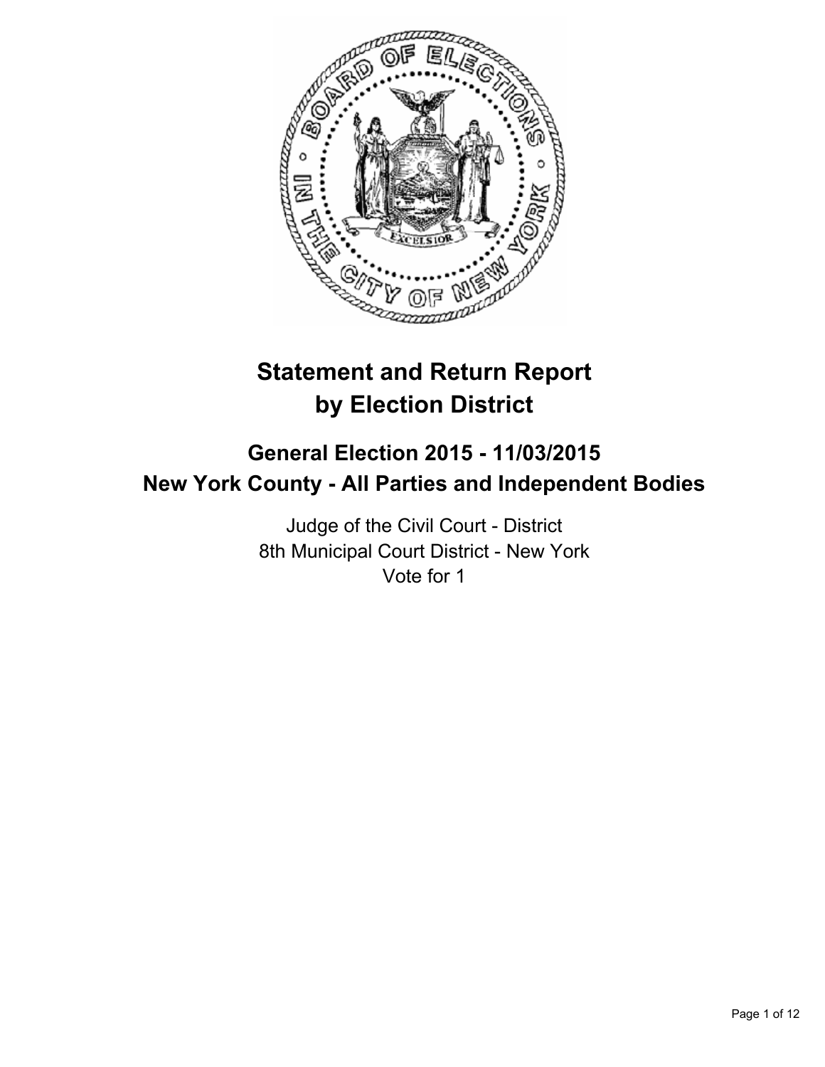# Statement and Return Report by Election District

## General Election 2015 - 11/03/2015
## New York County - All Parties and Independent Bodies

Judge of the Civil Court - District
8th Municipal Court District - New York
Vote for 1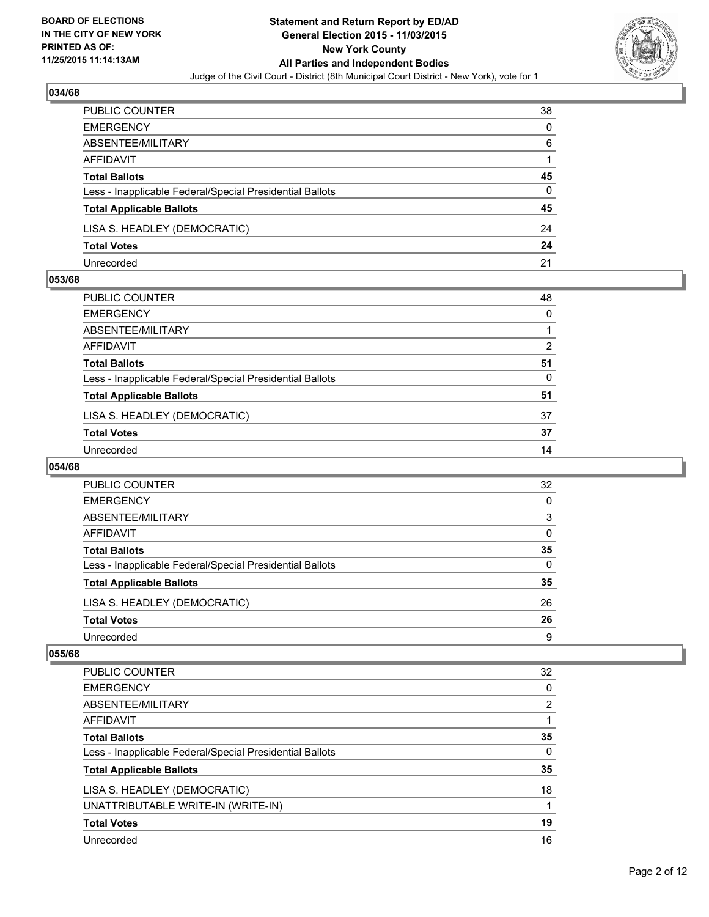## 034/68

| | |
|---|---|
| PUBLIC COUNTER | 38 |
| EMERGENCY | 0 |
| ABSENTEE/MILITARY | 6 |
| AFFIDAVIT | 1 |
| **Total Ballots** | **45** |
| Less - Inapplicable Federal/Special Presidential Ballots | 0 |
| **Total Applicable Ballots** | **45** |
| LISA S. HEADLEY (DEMOCRATIC) | 24 |
| **Total Votes** | **24** |
| Unrecorded | 21 |

## 053/68

| | |
|---|---|
| PUBLIC COUNTER | 48 |
| EMERGENCY | 0 |
| ABSENTEE/MILITARY | 1 |
| AFFIDAVIT | 2 |
| **Total Ballots** | **51** |
| Less - Inapplicable Federal/Special Presidential Ballots | 0 |
| **Total Applicable Ballots** | **51** |
| LISA S. HEADLEY (DEMOCRATIC) | 37 |
| **Total Votes** | **37** |
| Unrecorded | 14 |

## 054/68

| | |
|---|---|
| PUBLIC COUNTER | 32 |
| EMERGENCY | 0 |
| ABSENTEE/MILITARY | 3 |
| AFFIDAVIT | 0 |
| **Total Ballots** | **35** |
| Less - Inapplicable Federal/Special Presidential Ballots | 0 |
| **Total Applicable Ballots** | **35** |
| LISA S. HEADLEY (DEMOCRATIC) | 26 |
| **Total Votes** | **26** |
| Unrecorded | 9 |

## 055/68

| | |
|---|---|
| PUBLIC COUNTER | 32 |
| EMERGENCY | 0 |
| ABSENTEE/MILITARY | 2 |
| AFFIDAVIT | 1 |
| **Total Ballots** | **35** |
| Less - Inapplicable Federal/Special Presidential Ballots | 0 |
| **Total Applicable Ballots** | **35** |
| LISA S. HEADLEY (DEMOCRATIC) | 18 |
| UNATTRIBUTABLE WRITE-IN (WRITE-IN) | 1 |
| **Total Votes** | **19** |
| Unrecorded | 16 |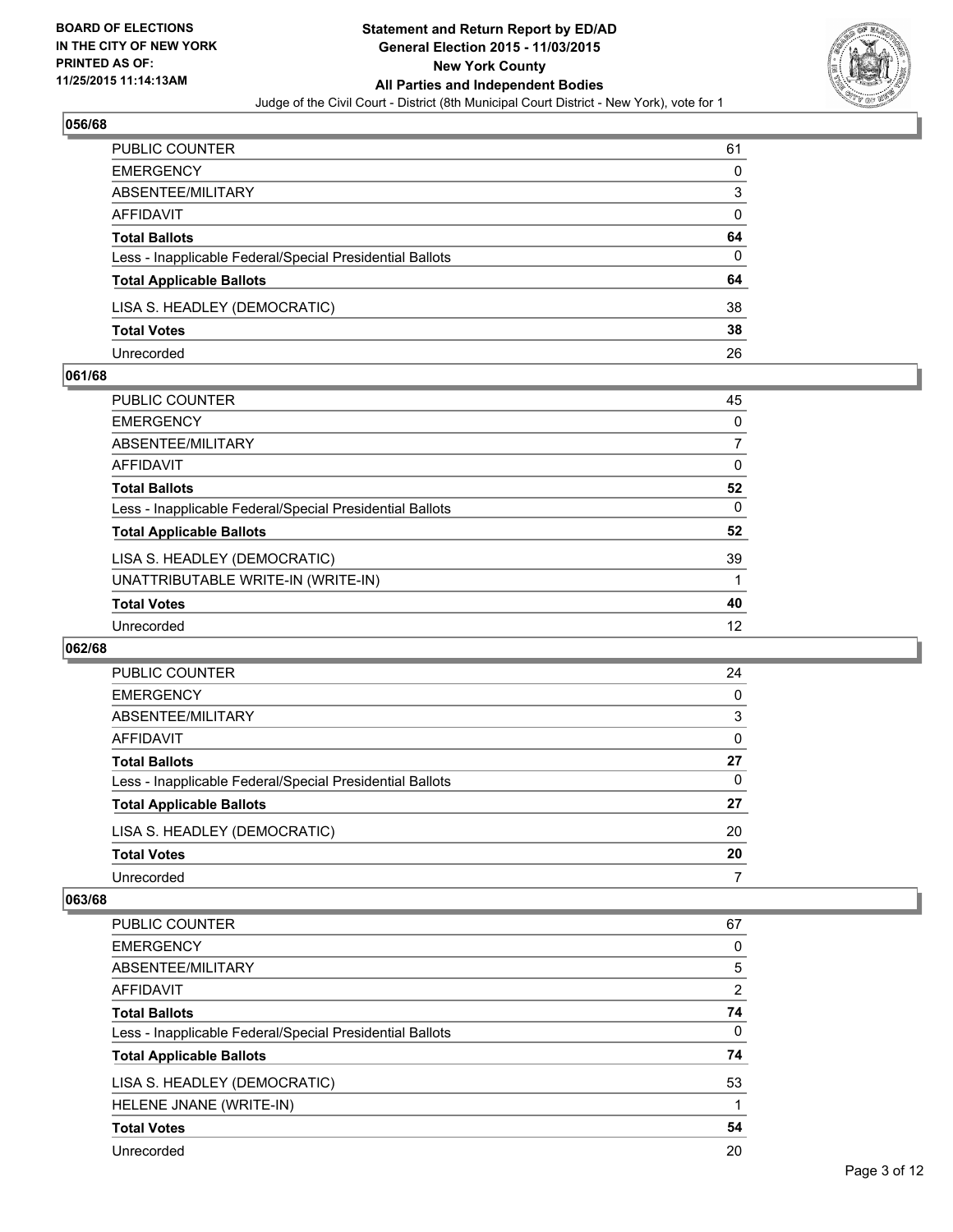## 056/68

| | |
|---|---|
| PUBLIC COUNTER | 61 |
| EMERGENCY | 0 |
| ABSENTEE/MILITARY | 3 |
| AFFIDAVIT | 0 |
| **Total Ballots** | **64** |
| Less - Inapplicable Federal/Special Presidential Ballots | 0 |
| **Total Applicable Ballots** | **64** |
| LISA S. HEADLEY (DEMOCRATIC) | 38 |
| **Total Votes** | **38** |
| Unrecorded | 26 |

## 061/68

| | |
|---|---|
| PUBLIC COUNTER | 45 |
| EMERGENCY | 0 |
| ABSENTEE/MILITARY | 7 |
| AFFIDAVIT | 0 |
| **Total Ballots** | **52** |
| Less - Inapplicable Federal/Special Presidential Ballots | 0 |
| **Total Applicable Ballots** | **52** |
| LISA S. HEADLEY (DEMOCRATIC) | 39 |
| UNATTRIBUTABLE WRITE-IN (WRITE-IN) | 1 |
| **Total Votes** | **40** |
| Unrecorded | 12 |

## 062/68

| | |
|---|---|
| PUBLIC COUNTER | 24 |
| EMERGENCY | 0 |
| ABSENTEE/MILITARY | 3 |
| AFFIDAVIT | 0 |
| **Total Ballots** | **27** |
| Less - Inapplicable Federal/Special Presidential Ballots | 0 |
| **Total Applicable Ballots** | **27** |
| LISA S. HEADLEY (DEMOCRATIC) | 20 |
| **Total Votes** | **20** |
| Unrecorded | 7 |

## 063/68

| | |
|---|---|
| PUBLIC COUNTER | 67 |
| EMERGENCY | 0 |
| ABSENTEE/MILITARY | 5 |
| AFFIDAVIT | 2 |
| **Total Ballots** | **74** |
| Less - Inapplicable Federal/Special Presidential Ballots | 0 |
| **Total Applicable Ballots** | **74** |
| LISA S. HEADLEY (DEMOCRATIC) | 53 |
| HELENE JNANE (WRITE-IN) | 1 |
| **Total Votes** | **54** |
| Unrecorded | 20 |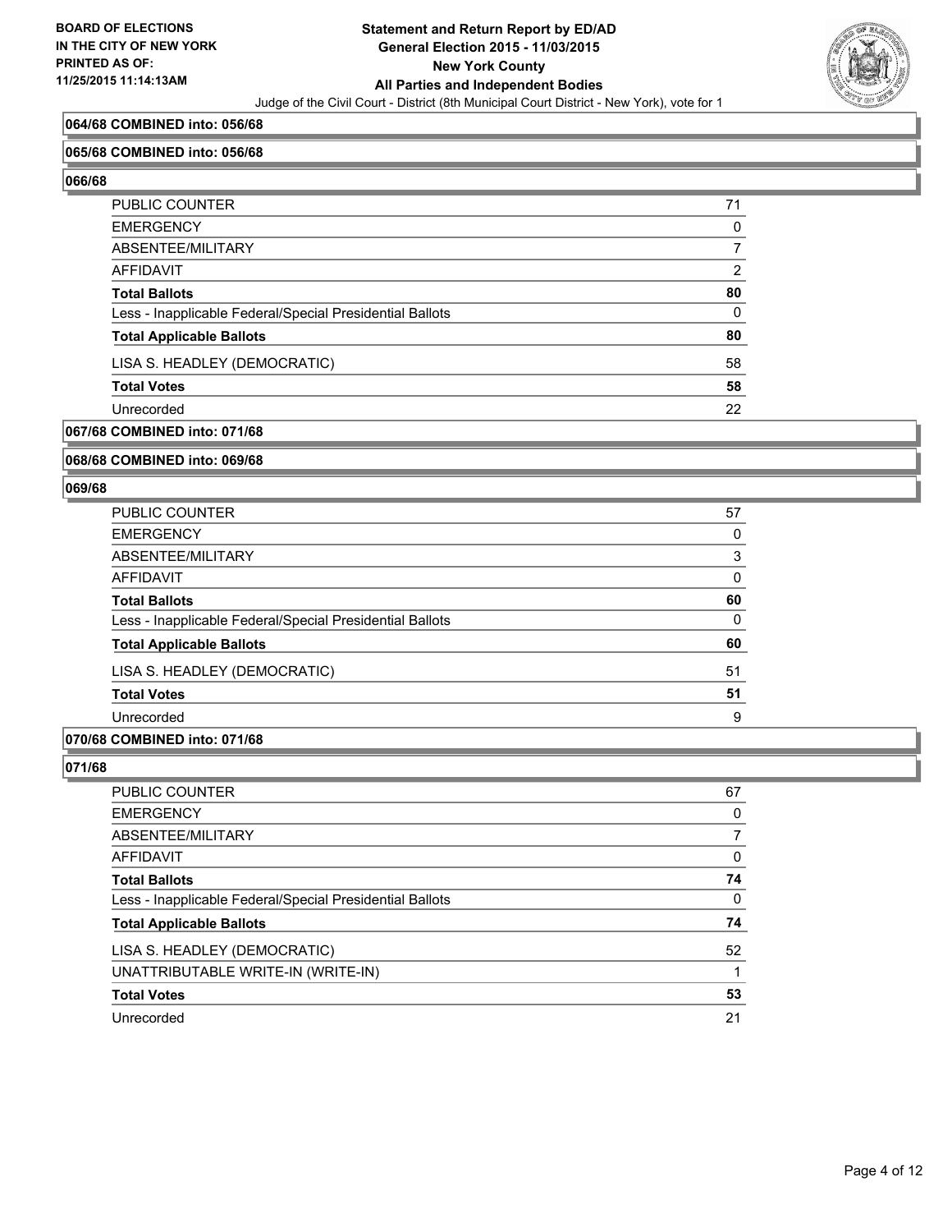**BOARD OF ELECTIONS IN THE CITY OF NEW YORK PRINTED AS OF: 11/25/2015 11:14:13AM**

# Statement and Return Report by ED/AD
## General Election 2015 - 11/03/2015
## New York County
## All Parties and Independent Bodies

Judge of the Civil Court - District (8th Municipal Court District - New York), vote for 1

**064/68 COMBINED into: 056/68**

**065/68 COMBINED into: 056/68**

**066/68**

| | |
|---|---|
| PUBLIC COUNTER | 71 |
| EMERGENCY | 0 |
| ABSENTEE/MILITARY | 7 |
| AFFIDAVIT | 2 |
| **Total Ballots** | **80** |
| Less - Inapplicable Federal/Special Presidential Ballots | 0 |
| **Total Applicable Ballots** | **80** |
| LISA S. HEADLEY (DEMOCRATIC) | 58 |
| **Total Votes** | **58** |
| Unrecorded | 22 |

**067/68 COMBINED into: 071/68**

**068/68 COMBINED into: 069/68**

**069/68**

| | |
|---|---|
| PUBLIC COUNTER | 57 |
| EMERGENCY | 0 |
| ABSENTEE/MILITARY | 3 |
| AFFIDAVIT | 0 |
| **Total Ballots** | **60** |
| Less - Inapplicable Federal/Special Presidential Ballots | 0 |
| **Total Applicable Ballots** | **60** |
| LISA S. HEADLEY (DEMOCRATIC) | 51 |
| **Total Votes** | **51** |
| Unrecorded | 9 |

**070/68 COMBINED into: 071/68**

**071/68**

| | |
|---|---|
| PUBLIC COUNTER | 67 |
| EMERGENCY | 0 |
| ABSENTEE/MILITARY | 7 |
| AFFIDAVIT | 0 |
| **Total Ballots** | **74** |
| Less - Inapplicable Federal/Special Presidential Ballots | 0 |
| **Total Applicable Ballots** | **74** |
| LISA S. HEADLEY (DEMOCRATIC) | 52 |
| UNATTRIBUTABLE WRITE-IN (WRITE-IN) | 1 |
| **Total Votes** | **53** |
| Unrecorded | 21 |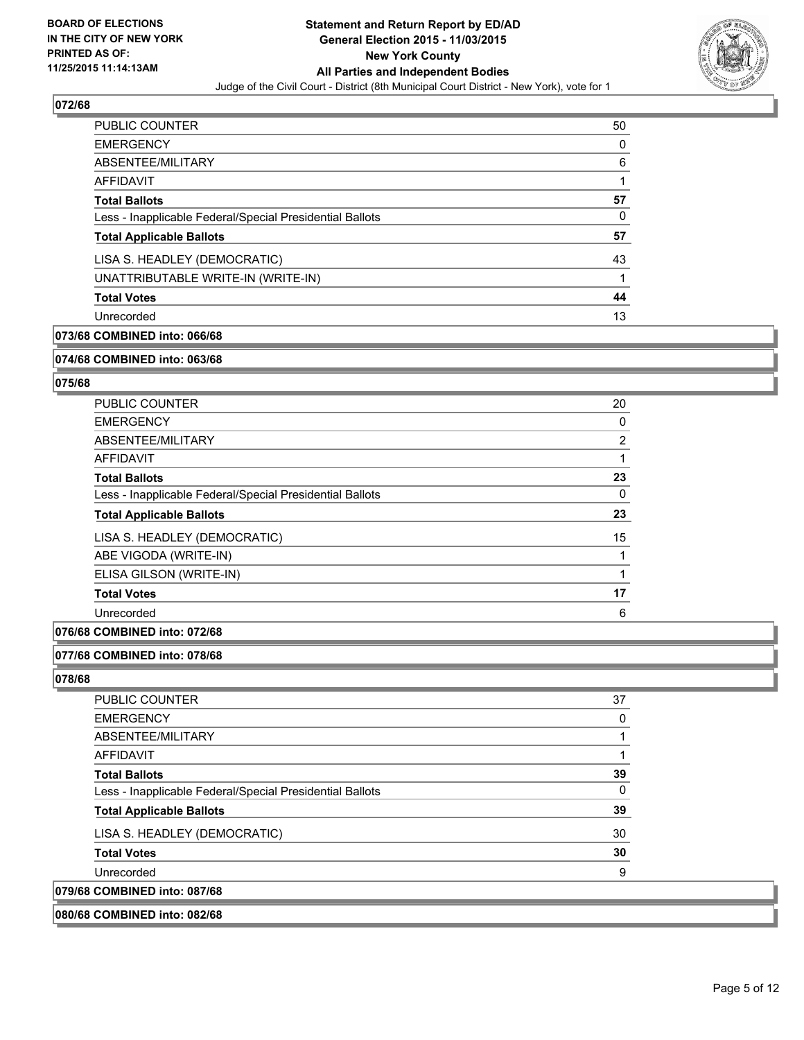**BOARD OF ELECTIONS IN THE CITY OF NEW YORK PRINTED AS OF: 11/25/2015 11:14:13AM**

**Statement and Return Report by ED/AD General Election 2015 - 11/03/2015 New York County All Parties and Independent Bodies**

Judge of the Civil Court - District (8th Municipal Court District - New York), vote for 1

### 072/68

| | |
|---|---|
| PUBLIC COUNTER | 50 |
| EMERGENCY | 0 |
| ABSENTEE/MILITARY | 6 |
| AFFIDAVIT | 1 |
| **Total Ballots** | **57** |
| Less - Inapplicable Federal/Special Presidential Ballots | 0 |
| **Total Applicable Ballots** | **57** |
| LISA S. HEADLEY (DEMOCRATIC) | 43 |
| UNATTRIBUTABLE WRITE-IN (WRITE-IN) | 1 |
| **Total Votes** | **44** |
| Unrecorded | 13 |

### 073/68 COMBINED into: 066/68

### 074/68 COMBINED into: 063/68

### 075/68

| | |
|---|---|
| PUBLIC COUNTER | 20 |
| EMERGENCY | 0 |
| ABSENTEE/MILITARY | 2 |
| AFFIDAVIT | 1 |
| **Total Ballots** | **23** |
| Less - Inapplicable Federal/Special Presidential Ballots | 0 |
| **Total Applicable Ballots** | **23** |
| LISA S. HEADLEY (DEMOCRATIC) | 15 |
| ABE VIGODA (WRITE-IN) | 1 |
| ELISA GILSON (WRITE-IN) | 1 |
| **Total Votes** | **17** |
| Unrecorded | 6 |

### 076/68 COMBINED into: 072/68

### 077/68 COMBINED into: 078/68

### 078/68

| | |
|---|---|
| PUBLIC COUNTER | 37 |
| EMERGENCY | 0 |
| ABSENTEE/MILITARY | 1 |
| AFFIDAVIT | 1 |
| **Total Ballots** | **39** |
| Less - Inapplicable Federal/Special Presidential Ballots | 0 |
| **Total Applicable Ballots** | **39** |
| LISA S. HEADLEY (DEMOCRATIC) | 30 |
| **Total Votes** | **30** |
| Unrecorded | 9 |

### 079/68 COMBINED into: 087/68

### 080/68 COMBINED into: 082/68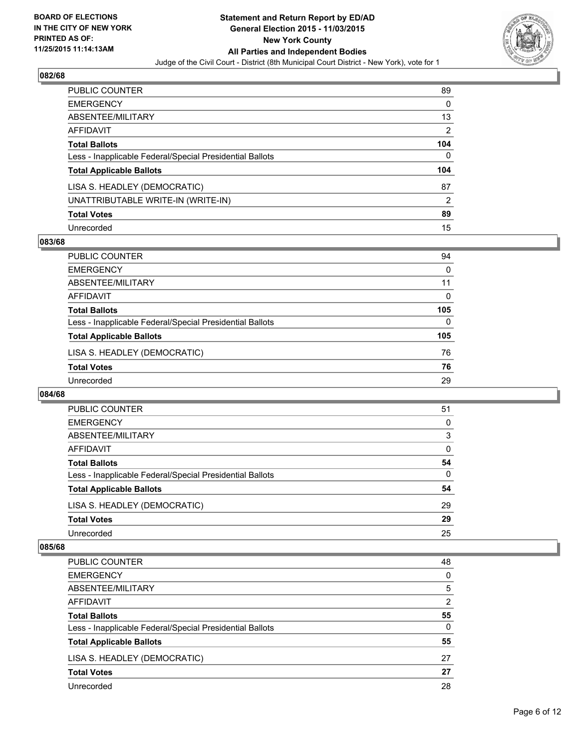**BOARD OF ELECTIONS IN THE CITY OF NEW YORK PRINTED AS OF: 11/25/2015 11:14:13AM**

**Statement and Return Report by ED/AD General Election 2015 - 11/03/2015 New York County All Parties and Independent Bodies**

Judge of the Civil Court - District (8th Municipal Court District - New York), vote for 1

## 082/68

| | |
|---|---|
| PUBLIC COUNTER | 89 |
| EMERGENCY | 0 |
| ABSENTEE/MILITARY | 13 |
| AFFIDAVIT | 2 |
| **Total Ballots** | **104** |
| Less - Inapplicable Federal/Special Presidential Ballots | 0 |
| **Total Applicable Ballots** | **104** |
| LISA S. HEADLEY (DEMOCRATIC) | 87 |
| UNATTRIBUTABLE WRITE-IN (WRITE-IN) | 2 |
| **Total Votes** | **89** |
| Unrecorded | 15 |

## 083/68

| | |
|---|---|
| PUBLIC COUNTER | 94 |
| EMERGENCY | 0 |
| ABSENTEE/MILITARY | 11 |
| AFFIDAVIT | 0 |
| **Total Ballots** | **105** |
| Less - Inapplicable Federal/Special Presidential Ballots | 0 |
| **Total Applicable Ballots** | **105** |
| LISA S. HEADLEY (DEMOCRATIC) | 76 |
| **Total Votes** | **76** |
| Unrecorded | 29 |

## 084/68

| | |
|---|---|
| PUBLIC COUNTER | 51 |
| EMERGENCY | 0 |
| ABSENTEE/MILITARY | 3 |
| AFFIDAVIT | 0 |
| **Total Ballots** | **54** |
| Less - Inapplicable Federal/Special Presidential Ballots | 0 |
| **Total Applicable Ballots** | **54** |
| LISA S. HEADLEY (DEMOCRATIC) | 29 |
| **Total Votes** | **29** |
| Unrecorded | 25 |

## 085/68

| | |
|---|---|
| PUBLIC COUNTER | 48 |
| EMERGENCY | 0 |
| ABSENTEE/MILITARY | 5 |
| AFFIDAVIT | 2 |
| **Total Ballots** | **55** |
| Less - Inapplicable Federal/Special Presidential Ballots | 0 |
| **Total Applicable Ballots** | **55** |
| LISA S. HEADLEY (DEMOCRATIC) | 27 |
| **Total Votes** | **27** |
| Unrecorded | 28 |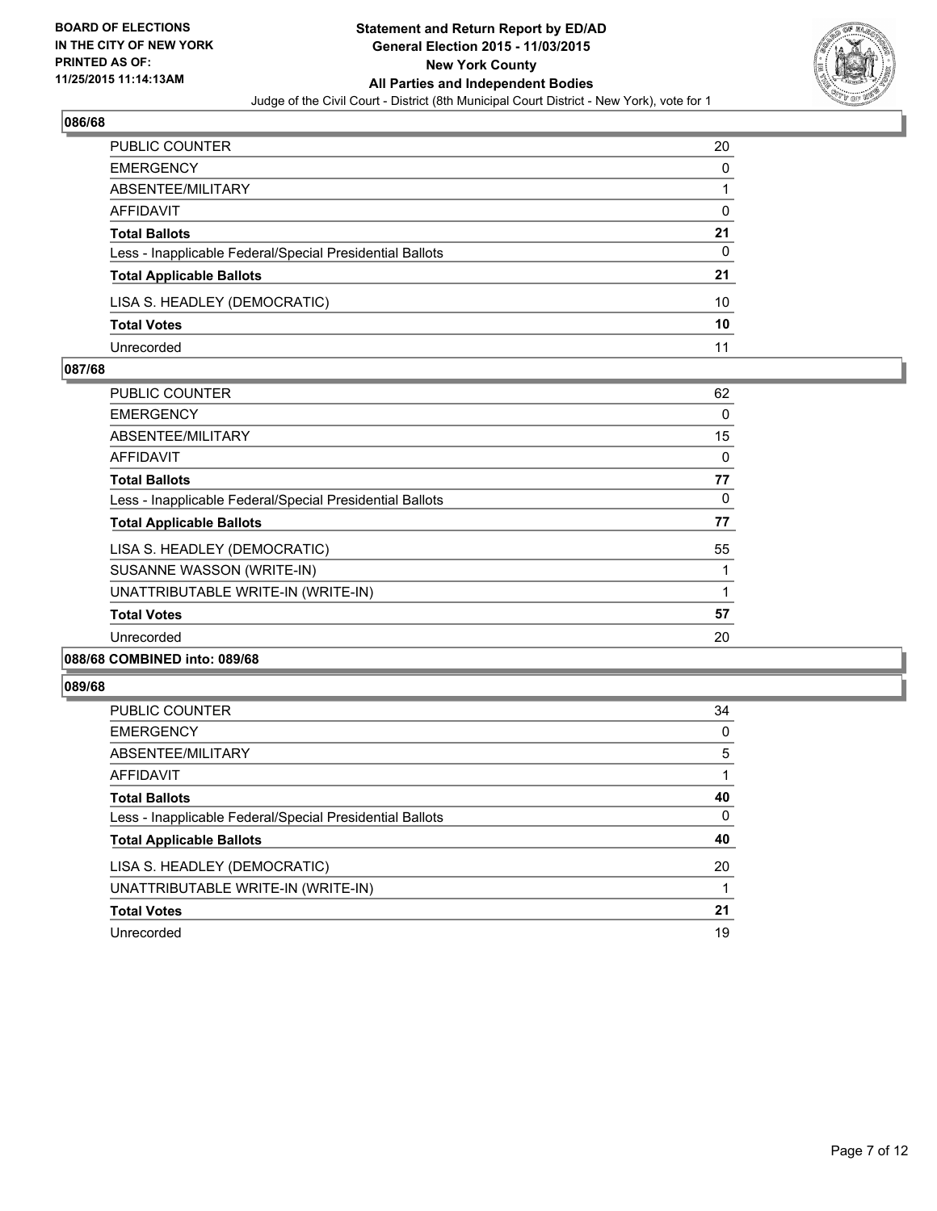**086/68**

| | |
|---|---|
| PUBLIC COUNTER | 20 |
| EMERGENCY | 0 |
| ABSENTEE/MILITARY | 1 |
| AFFIDAVIT | 0 |
| **Total Ballots** | **21** |
| Less - Inapplicable Federal/Special Presidential Ballots | 0 |
| **Total Applicable Ballots** | **21** |
| LISA S. HEADLEY (DEMOCRATIC) | 10 |
| **Total Votes** | **10** |
| Unrecorded | 11 |

**087/68**

| | |
|---|---|
| PUBLIC COUNTER | 62 |
| EMERGENCY | 0 |
| ABSENTEE/MILITARY | 15 |
| AFFIDAVIT | 0 |
| **Total Ballots** | **77** |
| Less - Inapplicable Federal/Special Presidential Ballots | 0 |
| **Total Applicable Ballots** | **77** |
| LISA S. HEADLEY (DEMOCRATIC) | 55 |
| SUSANNE WASSON (WRITE-IN) | 1 |
| UNATTRIBUTABLE WRITE-IN (WRITE-IN) | 1 |
| **Total Votes** | **57** |
| Unrecorded | 20 |

**088/68 COMBINED into: 089/68**

**089/68**

| | |
|---|---|
| PUBLIC COUNTER | 34 |
| EMERGENCY | 0 |
| ABSENTEE/MILITARY | 5 |
| AFFIDAVIT | 1 |
| **Total Ballots** | **40** |
| Less - Inapplicable Federal/Special Presidential Ballots | 0 |
| **Total Applicable Ballots** | **40** |
| LISA S. HEADLEY (DEMOCRATIC) | 20 |
| UNATTRIBUTABLE WRITE-IN (WRITE-IN) | 1 |
| **Total Votes** | **21** |
| Unrecorded | 19 |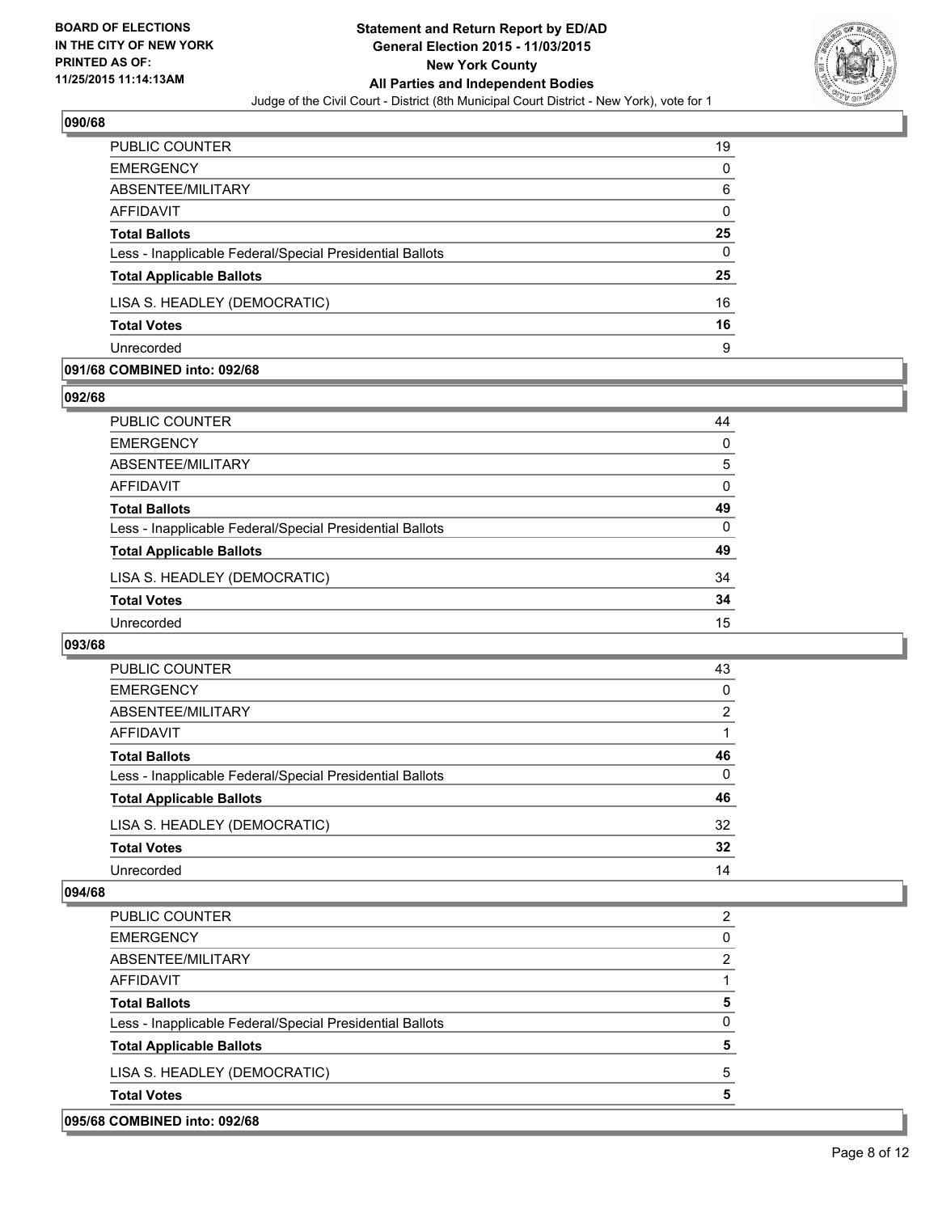**BOARD OF ELECTIONS IN THE CITY OF NEW YORK PRINTED AS OF: 11/25/2015 11:14:13AM**

**Statement and Return Report by ED/AD General Election 2015 - 11/03/2015 New York County All Parties and Independent Bodies**

Judge of the Civil Court - District (8th Municipal Court District - New York), vote for 1

## 090/68

| | |
|---|---|
| PUBLIC COUNTER | 19 |
| EMERGENCY | 0 |
| ABSENTEE/MILITARY | 6 |
| AFFIDAVIT | 0 |
| **Total Ballots** | **25** |
| Less - Inapplicable Federal/Special Presidential Ballots | 0 |
| **Total Applicable Ballots** | **25** |
| LISA S. HEADLEY (DEMOCRATIC) | 16 |
| **Total Votes** | **16** |
| Unrecorded | 9 |

## 091/68 COMBINED into: 092/68

## 092/68

| | |
|---|---|
| PUBLIC COUNTER | 44 |
| EMERGENCY | 0 |
| ABSENTEE/MILITARY | 5 |
| AFFIDAVIT | 0 |
| **Total Ballots** | **49** |
| Less - Inapplicable Federal/Special Presidential Ballots | 0 |
| **Total Applicable Ballots** | **49** |
| LISA S. HEADLEY (DEMOCRATIC) | 34 |
| **Total Votes** | **34** |
| Unrecorded | 15 |

## 093/68

| | |
|---|---|
| PUBLIC COUNTER | 43 |
| EMERGENCY | 0 |
| ABSENTEE/MILITARY | 2 |
| AFFIDAVIT | 1 |
| **Total Ballots** | **46** |
| Less - Inapplicable Federal/Special Presidential Ballots | 0 |
| **Total Applicable Ballots** | **46** |
| LISA S. HEADLEY (DEMOCRATIC) | 32 |
| **Total Votes** | **32** |
| Unrecorded | 14 |

## 094/68

| | |
|---|---|
| PUBLIC COUNTER | 2 |
| EMERGENCY | 0 |
| ABSENTEE/MILITARY | 2 |
| AFFIDAVIT | 1 |
| **Total Ballots** | **5** |
| Less - Inapplicable Federal/Special Presidential Ballots | 0 |
| **Total Applicable Ballots** | **5** |
| LISA S. HEADLEY (DEMOCRATIC) | 5 |
| **Total Votes** | **5** |

## 095/68 COMBINED into: 092/68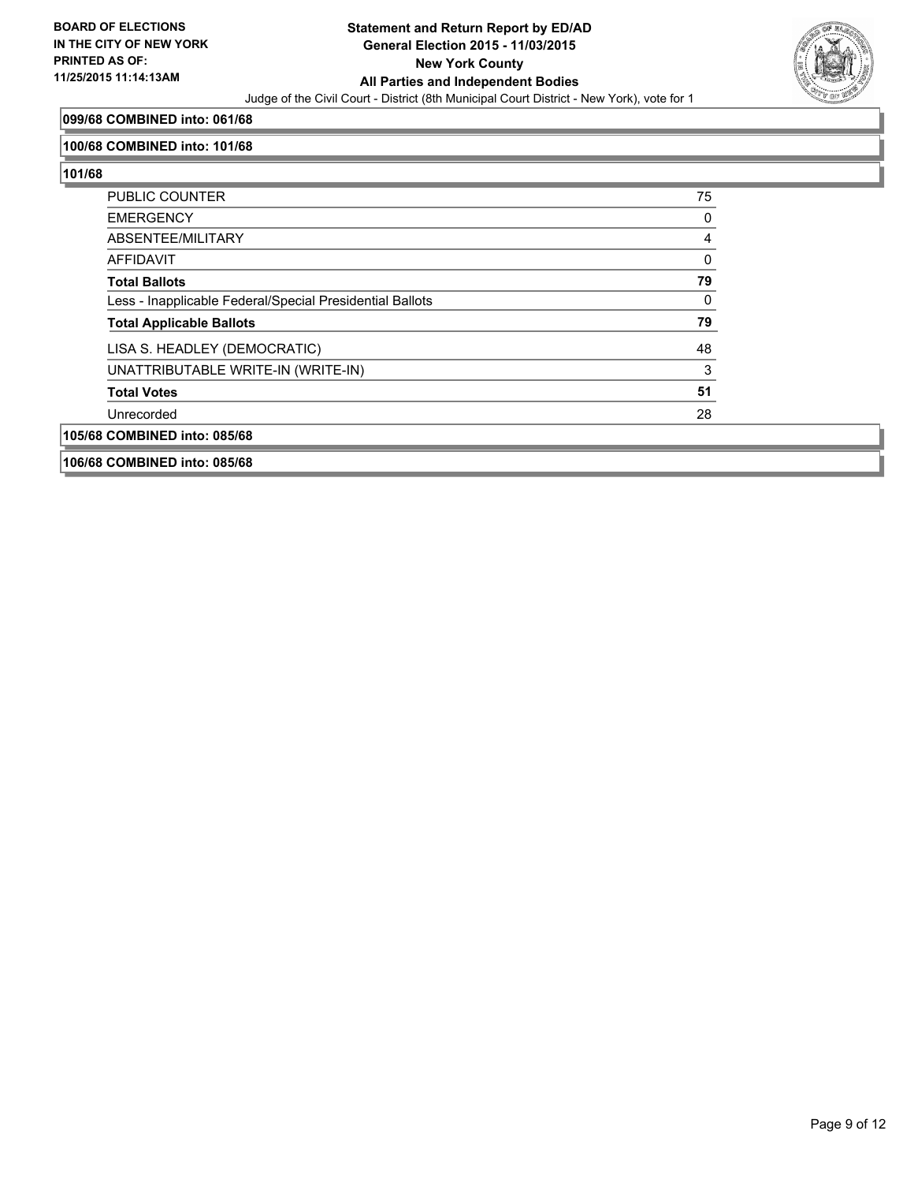**099/68 COMBINED into: 061/68**

**100/68 COMBINED into: 101/68**

**101/68**

| | |
|---|---|
| PUBLIC COUNTER | 75 |
| EMERGENCY | 0 |
| ABSENTEE/MILITARY | 4 |
| AFFIDAVIT | 0 |
| **Total Ballots** | **79** |
| Less - Inapplicable Federal/Special Presidential Ballots | 0 |
| **Total Applicable Ballots** | **79** |
| LISA S. HEADLEY (DEMOCRATIC) | 48 |
| UNATTRIBUTABLE WRITE-IN (WRITE-IN) | 3 |
| **Total Votes** | **51** |
| Unrecorded | 28 |

**105/68 COMBINED into: 085/68**

**106/68 COMBINED into: 085/68**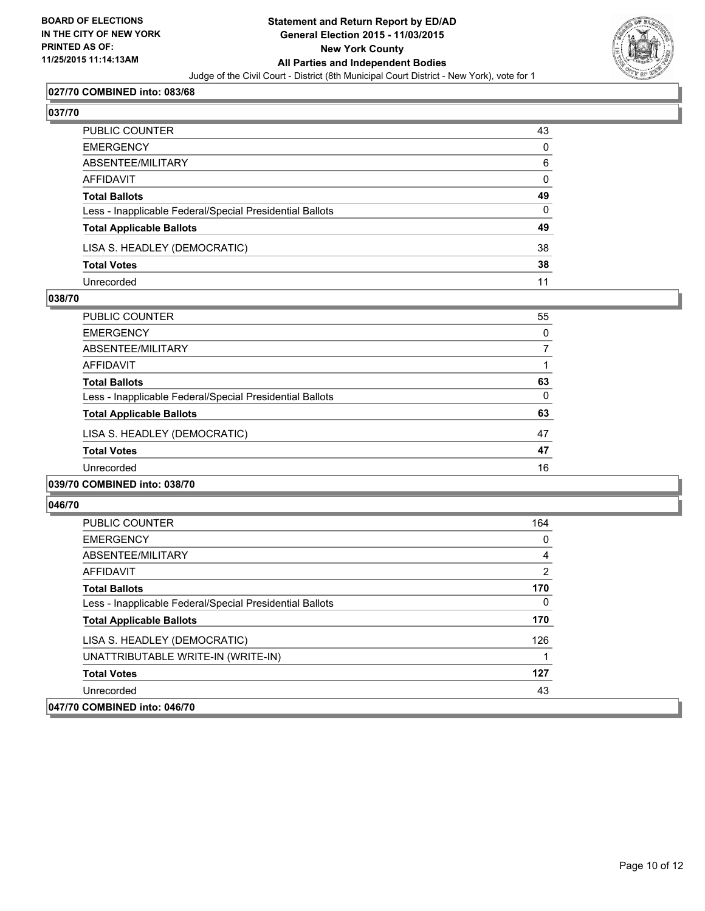**BOARD OF ELECTIONS IN THE CITY OF NEW YORK PRINTED AS OF: 11/25/2015 11:14:13AM**

**Statement and Return Report by ED/AD General Election 2015 - 11/03/2015 New York County All Parties and Independent Bodies**

Judge of the Civil Court - District (8th Municipal Court District - New York), vote for 1

**027/70 COMBINED into: 083/68**

**037/70**

| | |
|---|---|
| PUBLIC COUNTER | 43 |
| EMERGENCY | 0 |
| ABSENTEE/MILITARY | 6 |
| AFFIDAVIT | 0 |
| **Total Ballots** | **49** |
| Less - Inapplicable Federal/Special Presidential Ballots | 0 |
| **Total Applicable Ballots** | **49** |
| LISA S. HEADLEY (DEMOCRATIC) | 38 |
| **Total Votes** | **38** |
| Unrecorded | 11 |

**038/70**

| | |
|---|---|
| PUBLIC COUNTER | 55 |
| EMERGENCY | 0 |
| ABSENTEE/MILITARY | 7 |
| AFFIDAVIT | 1 |
| **Total Ballots** | **63** |
| Less - Inapplicable Federal/Special Presidential Ballots | 0 |
| **Total Applicable Ballots** | **63** |
| LISA S. HEADLEY (DEMOCRATIC) | 47 |
| **Total Votes** | **47** |
| Unrecorded | 16 |

**039/70 COMBINED into: 038/70**

**046/70**

| | |
|---|---|
| PUBLIC COUNTER | 164 |
| EMERGENCY | 0 |
| ABSENTEE/MILITARY | 4 |
| AFFIDAVIT | 2 |
| **Total Ballots** | **170** |
| Less - Inapplicable Federal/Special Presidential Ballots | 0 |
| **Total Applicable Ballots** | **170** |
| LISA S. HEADLEY (DEMOCRATIC) | 126 |
| UNATTRIBUTABLE WRITE-IN (WRITE-IN) | 1 |
| **Total Votes** | **127** |
| Unrecorded | 43 |

**047/70 COMBINED into: 046/70**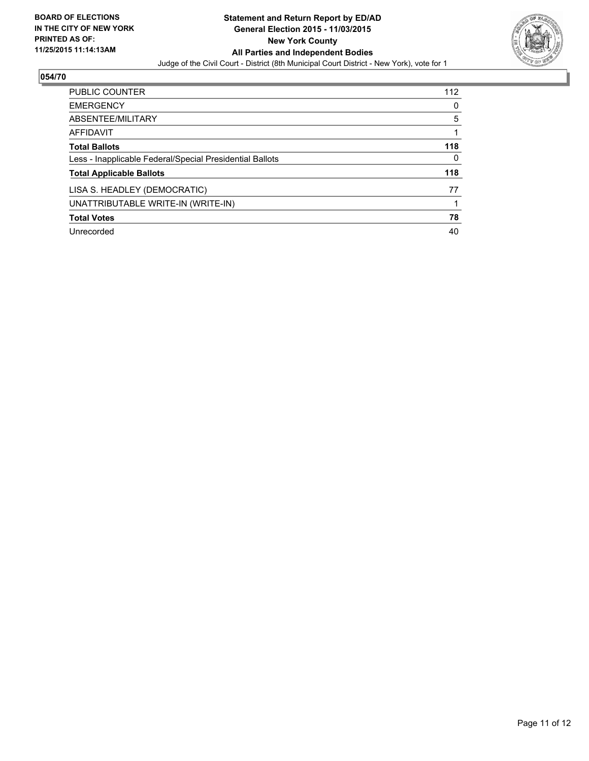**BOARD OF ELECTIONS IN THE CITY OF NEW YORK PRINTED AS OF: 11/25/2015 11:14:13AM**

**Statement and Return Report by ED/AD**
**General Election 2015 - 11/03/2015**
**New York County**
**All Parties and Independent Bodies**

Judge of the Civil Court - District (8th Municipal Court District - New York), vote for 1

## 054/70

| | |
|---|---|
| PUBLIC COUNTER | 112 |
| EMERGENCY | 0 |
| ABSENTEE/MILITARY | 5 |
| AFFIDAVIT | 1 |
| **Total Ballots** | **118** |
| Less - Inapplicable Federal/Special Presidential Ballots | 0 |
| **Total Applicable Ballots** | **118** |
| LISA S. HEADLEY (DEMOCRATIC) | 77 |
| UNATTRIBUTABLE WRITE-IN (WRITE-IN) | 1 |
| **Total Votes** | **78** |
| Unrecorded | 40 |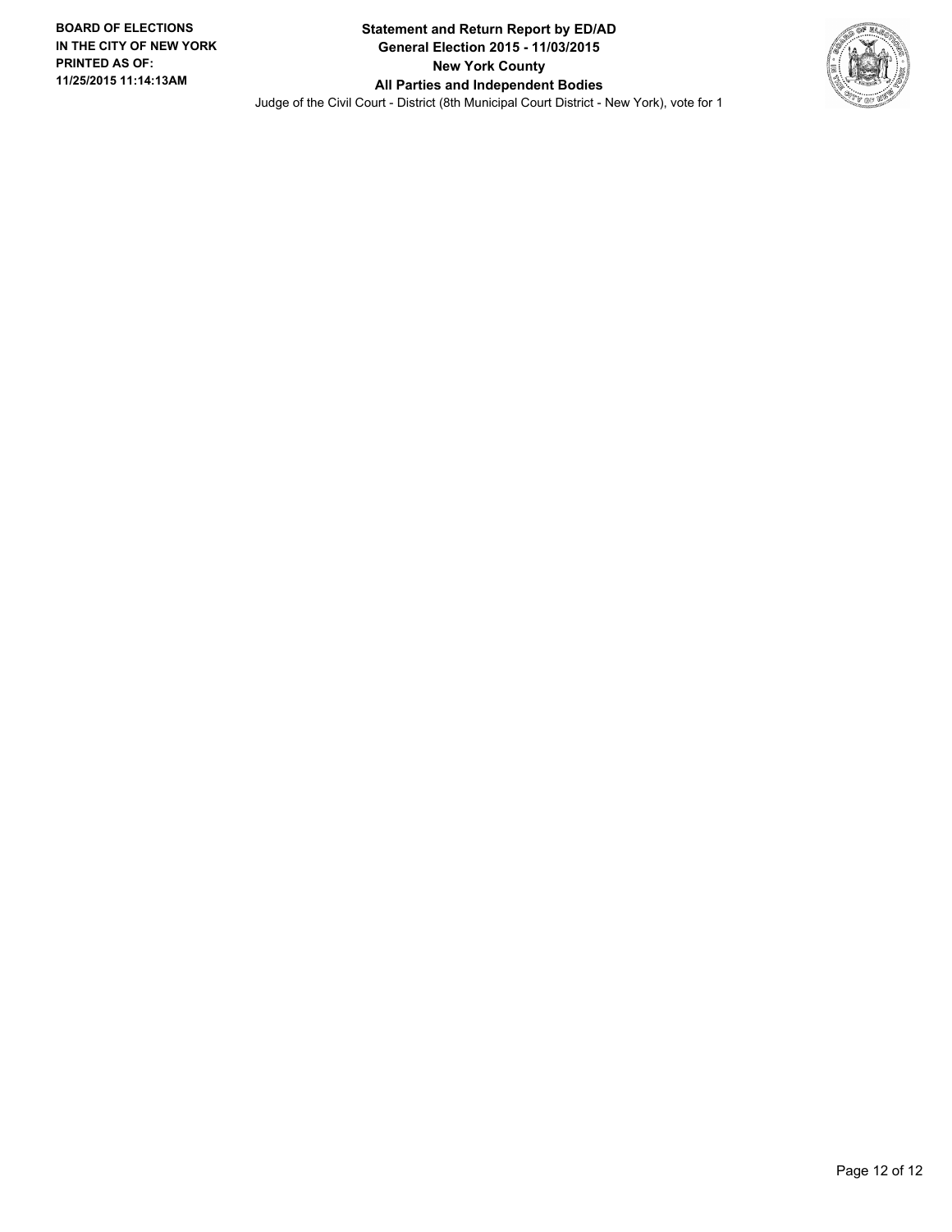**BOARD OF ELECTIONS IN THE CITY OF NEW YORK PRINTED AS OF: 11/25/2015 11:14:13AM**

**Statement and Return Report by ED/AD**
**General Election 2015 - 11/03/2015**
**New York County**
**All Parties and Independent Bodies**

Judge of the Civil Court - District (8th Municipal Court District - New York), vote for 1